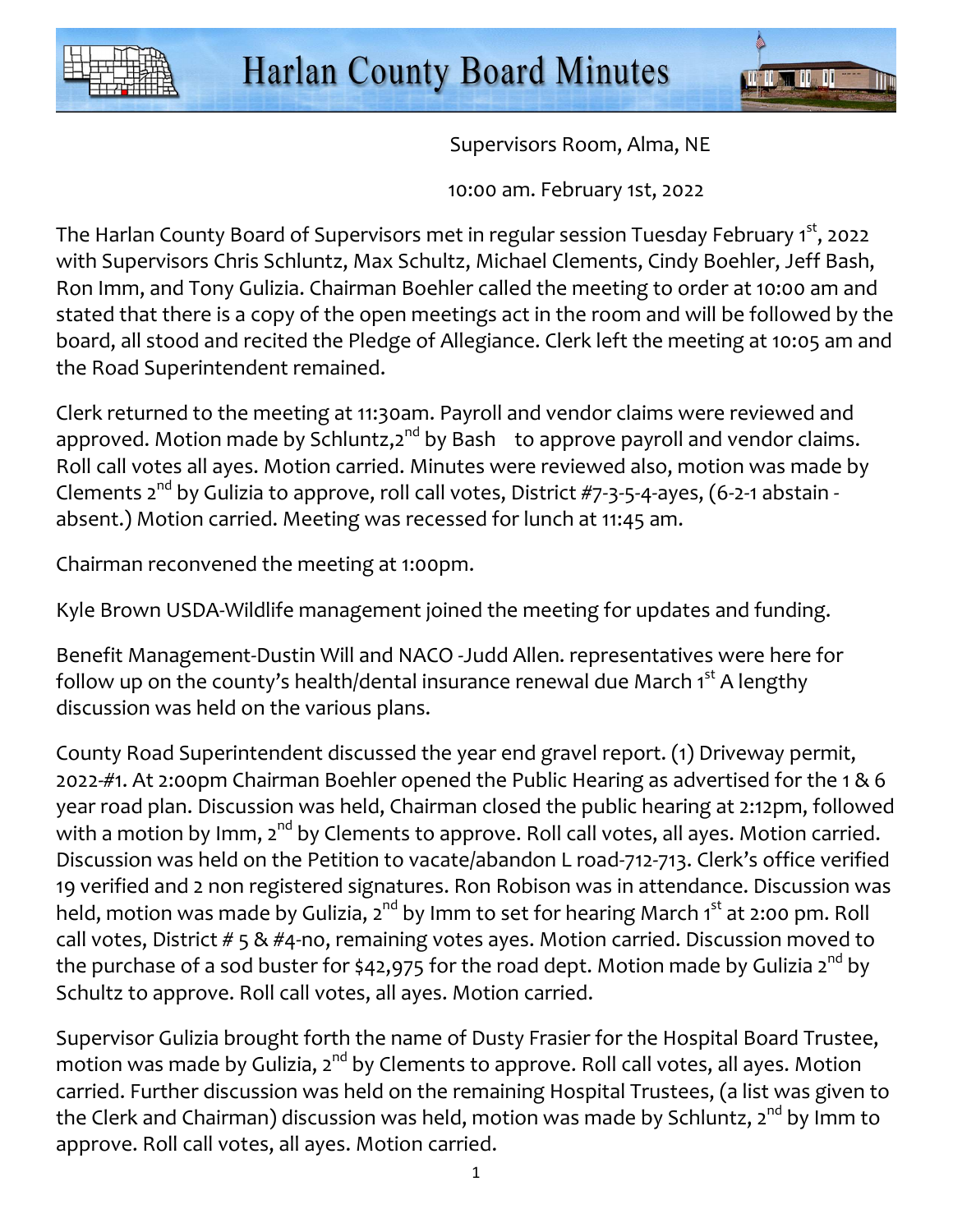# Harlan County Board Minutes

Supervisors Room, Alma, NE

10:00 am. February 1st, 2022

The Harlan County Board of Supervisors met in regular session Tuesday February 1st, 2022 with Supervisors Chris Schluntz, Max Schultz, Michael Clements, Cindy Boehler, Jeff Bash, Ron Imm, and Tony Gulizia. Chairman Boehler called the meeting to order at 10:00 am and stated that there is a copy of the open meetings act in the room and will be followed by the board, all stood and recited the Pledge of Allegiance. Clerk left the meeting at 10:05 am and the Road Superintendent remained.

Clerk returned to the meeting at 11:30am. Payroll and vendor claims were reviewed and approved. Motion made by Schluntz,2nd by Bash  to approve payroll and vendor claims. Roll call votes all ayes. Motion carried. Minutes were reviewed also, motion was made by Clements 2nd by Gulizia to approve, roll call votes, District #7-3-5-4-ayes, (6-2-1 abstain - absent.) Motion carried. Meeting was recessed for lunch at 11:45 am.

Chairman reconvened the meeting at 1:00pm.

Kyle Brown USDA-Wildlife management joined the meeting for updates and funding.

Benefit Management-Dustin Will and NACO -Judd Allen. representatives were here for follow up on the county's health/dental insurance renewal due March 1st A lengthy discussion was held on the various plans.

County Road Superintendent discussed the year end gravel report. (1) Driveway permit, 2022-#1. At 2:00pm Chairman Boehler opened the Public Hearing as advertised for the 1 & 6 year road plan. Discussion was held, Chairman closed the public hearing at 2:12pm, followed with a motion by Imm, 2nd by Clements to approve. Roll call votes, all ayes. Motion carried. Discussion was held on the Petition to vacate/abandon L road-712-713. Clerk's office verified 19 verified and 2 non registered signatures. Ron Robison was in attendance. Discussion was held, motion was made by Gulizia, 2nd by Imm to set for hearing March 1st at 2:00 pm. Roll call votes, District # 5 & #4-no, remaining votes ayes. Motion carried. Discussion moved to the purchase of a sod buster for $42,975 for the road dept. Motion made by Gulizia 2nd by Schultz to approve. Roll call votes, all ayes. Motion carried.

Supervisor Gulizia brought forth the name of Dusty Frasier for the Hospital Board Trustee, motion was made by Gulizia, 2nd by Clements to approve. Roll call votes, all ayes. Motion carried. Further discussion was held on the remaining Hospital Trustees, (a list was given to the Clerk and Chairman) discussion was held, motion was made by Schluntz, 2nd by Imm to approve. Roll call votes, all ayes. Motion carried.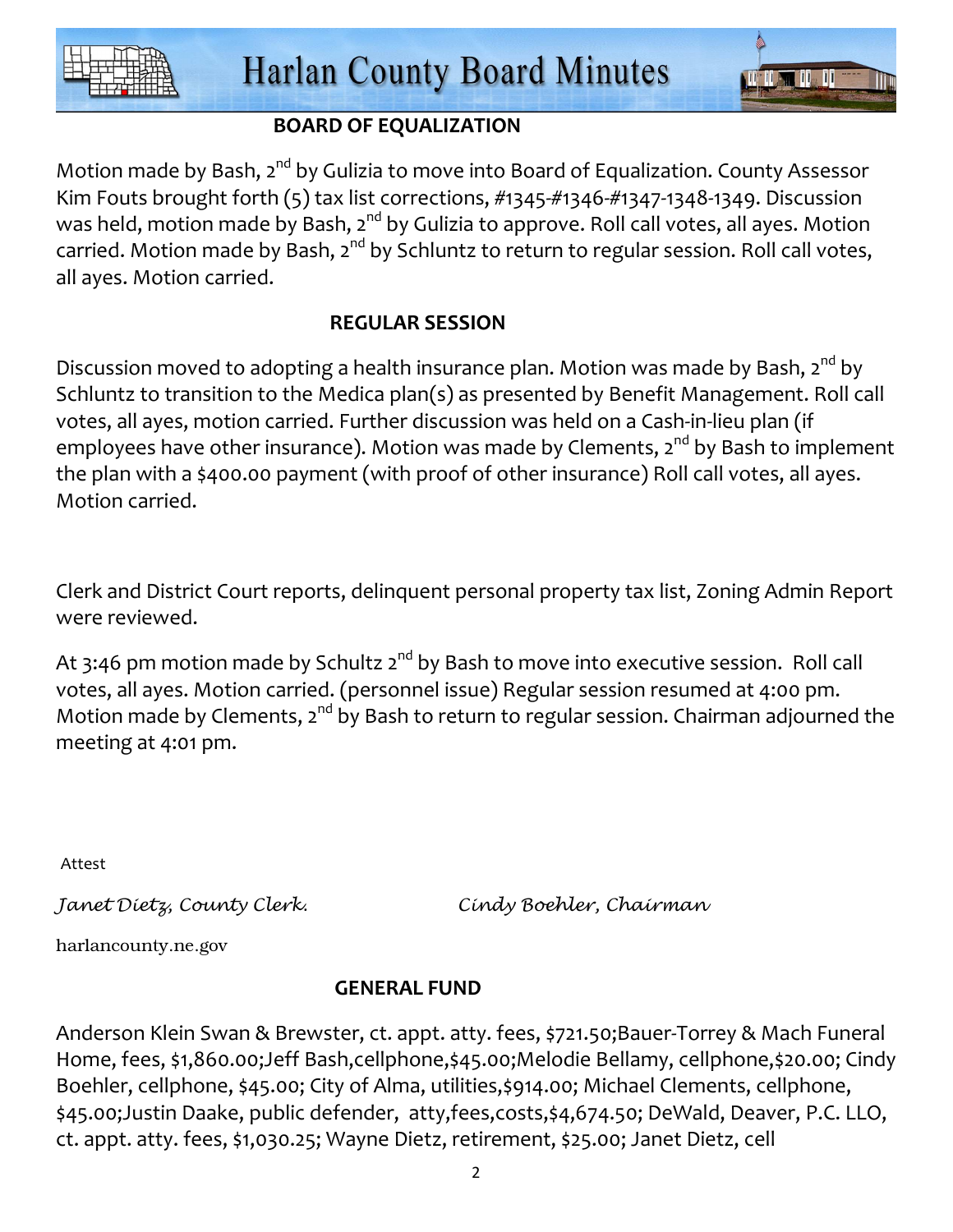## BOARD OF EQUALIZATION

Motion made by Bash, 2nd by Gulizia to move into Board of Equalization. County Assessor Kim Fouts brought forth (5) tax list corrections, #1345-#1346-#1347-1348-1349. Discussion was held, motion made by Bash, 2nd by Gulizia to approve. Roll call votes, all ayes. Motion carried. Motion made by Bash, 2nd by Schluntz to return to regular session. Roll call votes, all ayes. Motion carried.

## REGULAR SESSION

Discussion moved to adopting a health insurance plan. Motion was made by Bash, 2nd by Schluntz to transition to the Medica plan(s) as presented by Benefit Management. Roll call votes, all ayes, motion carried. Further discussion was held on a Cash-in-lieu plan (if employees have other insurance). Motion was made by Clements, 2nd by Bash to implement the plan with a $400.00 payment (with proof of other insurance) Roll call votes, all ayes. Motion carried.

Clerk and District Court reports, delinquent personal property tax list, Zoning Admin Report were reviewed.

At 3:46 pm motion made by Schultz 2nd by Bash to move into executive session. Roll call votes, all ayes. Motion carried. (personnel issue) Regular session resumed at 4:00 pm. Motion made by Clements, 2nd by Bash to return to regular session. Chairman adjourned the meeting at 4:01 pm.

Attest

*Janet Dietz, County Clerk.* *Cindy Boehler, Chairman*

harlancounty.ne.gov

## GENERAL FUND

Anderson Klein Swan & Brewster, ct. appt. atty. fees, $721.50;Bauer-Torrey & Mach Funeral Home, fees, $1,860.00;Jeff Bash,cellphone,$45.00;Melodie Bellamy, cellphone,$20.00; Cindy Boehler, cellphone, $45.00; City of Alma, utilities,$914.00; Michael Clements, cellphone, $45.00;Justin Daake, public defender, atty,fees,costs,$4,674.50; DeWald, Deaver, P.C. LLO, ct. appt. atty. fees, $1,030.25; Wayne Dietz, retirement, $25.00; Janet Dietz, cell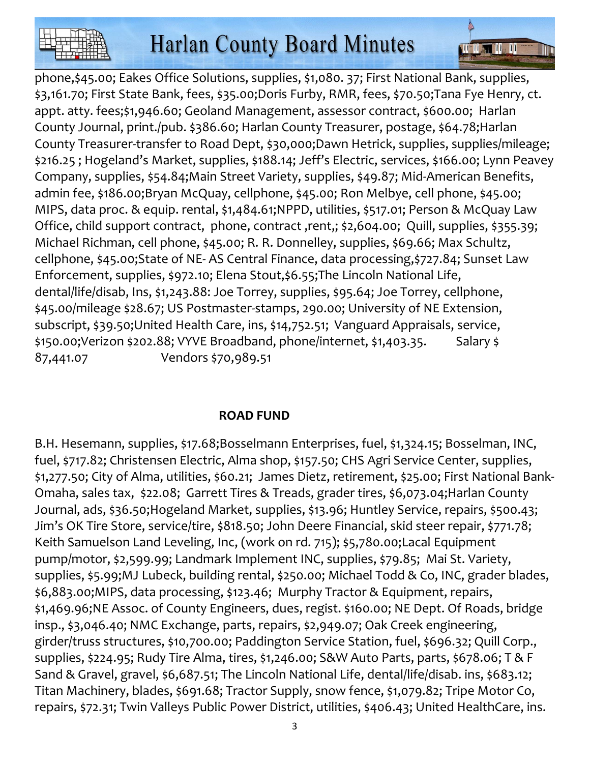phone,$45.00; Eakes Office Solutions, supplies, $1,080. 37; First National Bank, supplies, $3,161.70; First State Bank, fees, $35.00;Doris Furby, RMR, fees, $70.50;Tana Fye Henry, ct. appt. atty. fees;$1,946.60; Geoland Management, assessor contract, $600.00; Harlan County Journal, print./pub. $386.60; Harlan County Treasurer, postage, $64.78;Harlan County Treasurer-transfer to Road Dept, $30,000;Dawn Hetrick, supplies, supplies/mileage; $216.25 ; Hogeland's Market, supplies, $188.14; Jeff's Electric, services, $166.00; Lynn Peavey Company, supplies, $54.84;Main Street Variety, supplies, $49.87; Mid-American Benefits, admin fee, $186.00;Bryan McQuay, cellphone, $45.00; Ron Melbye, cell phone, $45.00; MIPS, data proc. & equip. rental, $1,484.61;NPPD, utilities, $517.01; Person & McQuay Law Office, child support contract, phone, contract ,rent,; $2,604.00; Quill, supplies, $355.39; Michael Richman, cell phone, $45.00; R. R. Donnelley, supplies, $69.66; Max Schultz, cellphone, $45.00;State of NE- AS Central Finance, data processing,$727.84; Sunset Law Enforcement, supplies, $972.10; Elena Stout,$6.55;The Lincoln National Life, dental/life/disab, Ins, $1,243.88: Joe Torrey, supplies, $95.64; Joe Torrey, cellphone, $45.00/mileage $28.67; US Postmaster-stamps, 290.00; University of NE Extension, subscript, $39.50;United Health Care, ins, $14,752.51; Vanguard Appraisals, service, $150.00;Verizon $202.88; VYVE Broadband, phone/internet, $1,403.35. Salary $ 87,441.07 Vendors $70,989.51

**ROAD FUND**

B.H. Hesemann, supplies, $17.68;Bosselmann Enterprises, fuel, $1,324.15; Bosselman, INC, fuel, $717.82; Christensen Electric, Alma shop, $157.50; CHS Agri Service Center, supplies, $1,277.50; City of Alma, utilities, $60.21; James Dietz, retirement, $25.00; First National Bank-Omaha, sales tax, $22.08; Garrett Tires & Treads, grader tires, $6,073.04;Harlan County Journal, ads, $36.50;Hogeland Market, supplies, $13.96; Huntley Service, repairs, $500.43; Jim's OK Tire Store, service/tire, $818.50; John Deere Financial, skid steer repair, $771.78; Keith Samuelson Land Leveling, Inc, (work on rd. 715); $5,780.00;Lacal Equipment pump/motor, $2,599.99; Landmark Implement INC, supplies, $79.85; Mai St. Variety, supplies, $5.99;MJ Lubeck, building rental, $250.00; Michael Todd & Co, INC, grader blades, $6,883.00;MIPS, data processing, $123.46; Murphy Tractor & Equipment, repairs, $1,469.96;NE Assoc. of County Engineers, dues, regist. $160.00; NE Dept. Of Roads, bridge insp., $3,046.40; NMC Exchange, parts, repairs, $2,949.07; Oak Creek engineering, girder/truss structures, $10,700.00; Paddington Service Station, fuel, $696.32; Quill Corp., supplies, $224.95; Rudy Tire Alma, tires, $1,246.00; S&W Auto Parts, parts, $678.06; T & F Sand & Gravel, gravel, $6,687.51; The Lincoln National Life, dental/life/disab. ins, $683.12; Titan Machinery, blades, $691.68; Tractor Supply, snow fence, $1,079.82; Tripe Motor Co, repairs, $72.31; Twin Valleys Public Power District, utilities, $406.43; United HealthCare, ins.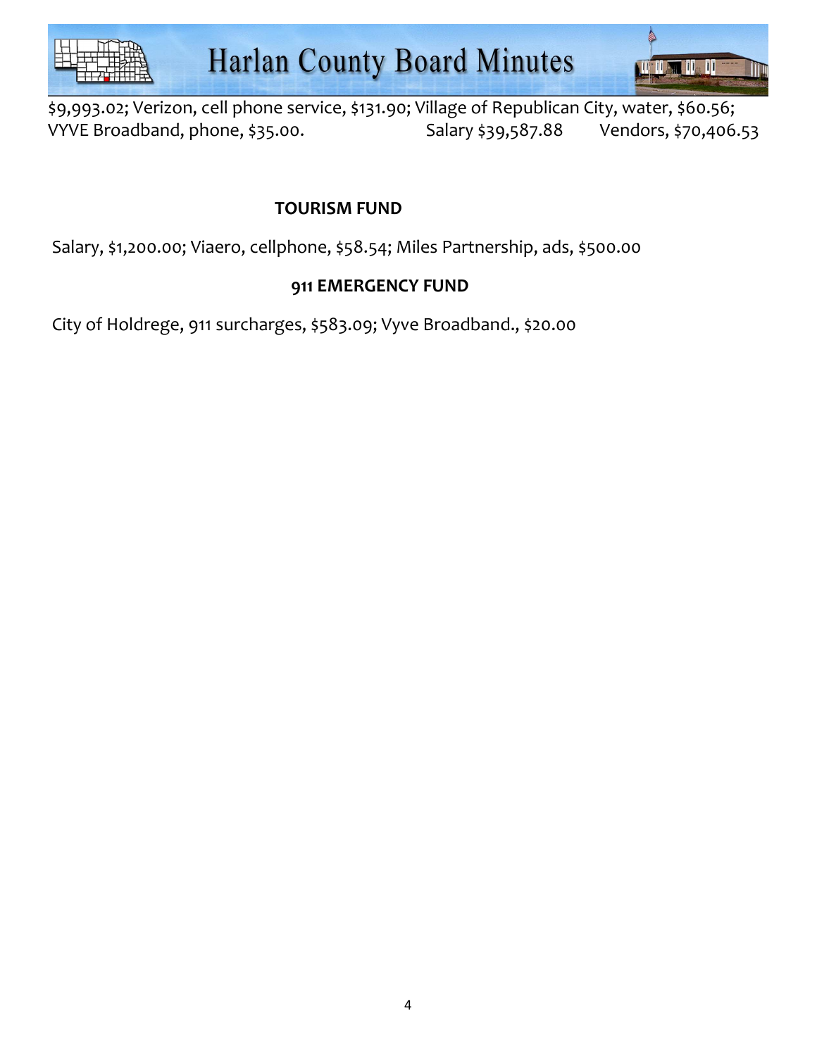$9,993.02; Verizon, cell phone service, $131.90; Village of Republican City, water, $60.56; VYVE Broadband, phone, $35.00. Salary $39,587.88 Vendors, $70,406.53

**TOURISM FUND**

Salary, $1,200.00; Viaero, cellphone, $58.54; Miles Partnership, ads, $500.00

**911 EMERGENCY FUND**

City of Holdrege, 911 surcharges, $583.09; Vyve Broadband., $20.00